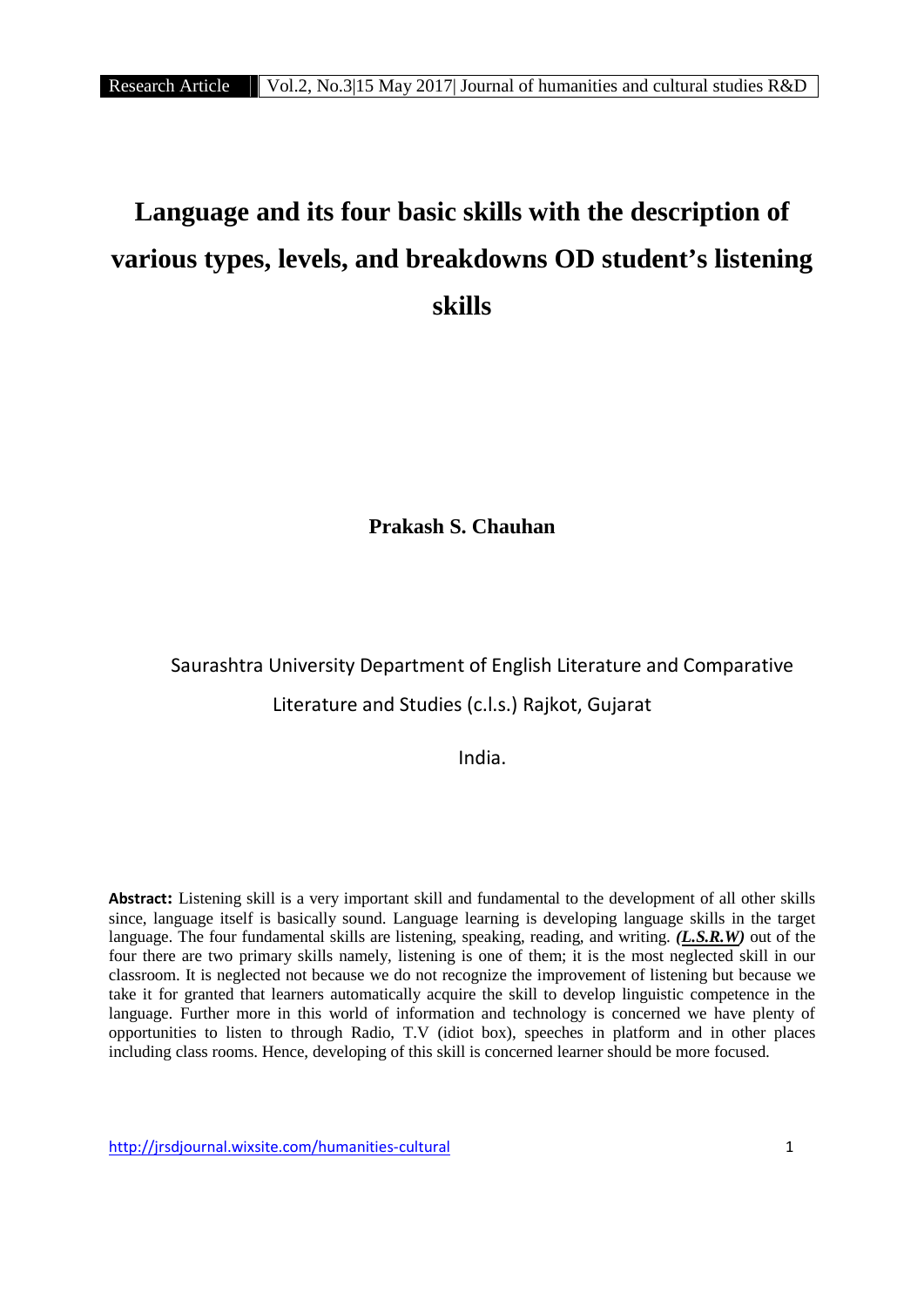# Language and its four basic skills with the description of various types, levels, and breakdowns OD student's listening skills

**Prakash S. Chauhan**

Saurashtra University Department of English Literature and Comparative Literature and Studies (c.l.s.) Rajkot, Gujarat

India.

**Abstract:** Listening skill is a very important skill and fundamental to the development of all other skills since, language itself is basically sound. Language learning is developing language skills in the target language. The four fundamental skills are listening, speaking, reading, and writing. ***(L.S.R.W)*** out of the four there are two primary skills namely, listening is one of them; it is the most neglected skill in our classroom. It is neglected not because we do not recognize the improvement of listening but because we take it for granted that learners automatically acquire the skill to develop linguistic competence in the language. Further more in this world of information and technology is concerned we have plenty of opportunities to listen to through Radio, T.V (idiot box), speeches in platform and in other places including class rooms. Hence, developing of this skill is concerned learner should be more focused.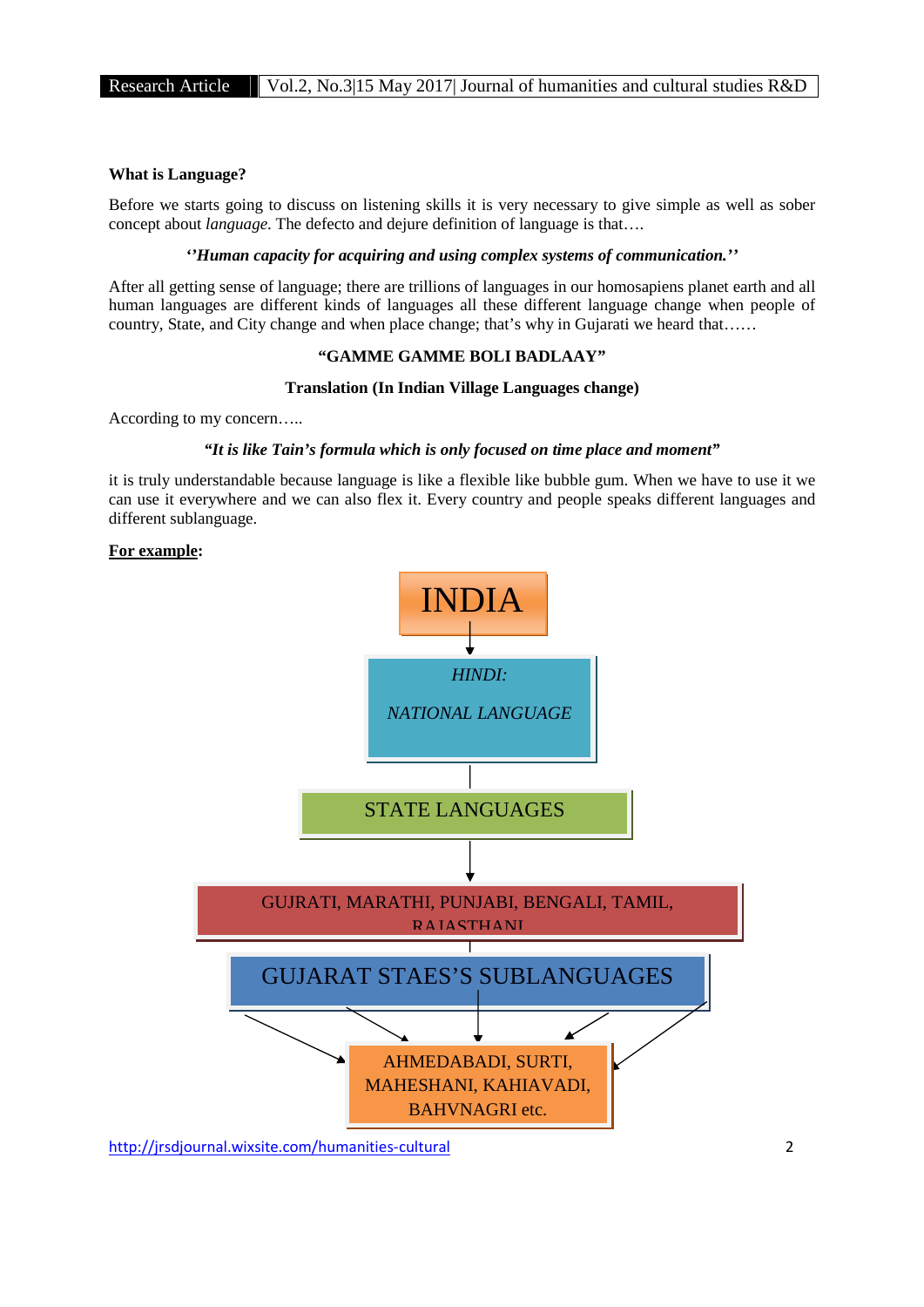**What is Language?**

Before we starts going to discuss on listening skills it is very necessary to give simple as well as sober concept about *language*. The defecto and dejure definition of language is that….

***''Human capacity for acquiring and using complex systems of communication.''***

After all getting sense of language; there are trillions of languages in our homosapiens planet earth and all human languages are different kinds of languages all these different language change when people of country, State, and City change and when place change; that's why in Gujarati we heard that……

**"GAMME GAMME BOLI BADLAAY"**

**Translation (In Indian Village Languages change)**

According to my concern…..

***"It is like Tain's formula which is only focused on time place and moment"***

it is truly understandable because language is like a flexible like bubble gum. When we have to use it we can use it everywhere and we can also flex it. Every country and people speaks different languages and different sublanguage.

**<u>For example</u>:**

INDIA

↓

*HINDI:*

*NATIONAL LANGUAGE*

|

STATE LANGUAGES

↓

GUJRATI, MARATHI, PUNJABI, BENGALI, TAMIL, RAJASTHANI

|

GUJARAT STAES'S SUBLANGUAGES

↓

AHMEDABADI, SURTI, MAHESHANI, KAHIAVADI, BAHVNAGRI etc.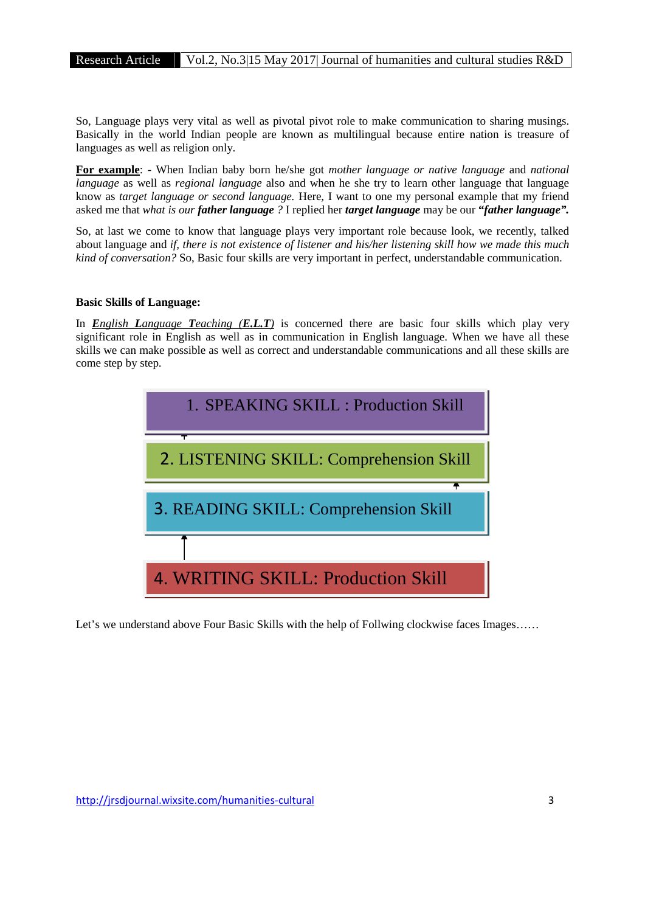So, Language plays very vital as well as pivotal pivot role to make communication to sharing musings. Basically in the world Indian people are known as multilingual because entire nation is treasure of languages as well as religion only.

**For example**: - When Indian baby born he/she got *mother language or native language* and *national language* as well as *regional language* also and when he she try to learn other language that language know as *target language or second language.* Here, I want to one my personal example that my friend asked me that *what is our* ***father language*** *?* I replied her ***target language*** may be our ***"father language".***

So, at last we come to know that language plays very important role because look, we recently, talked about language and *if, there is not existence of listener and his/her listening skill how we made this much kind of conversation?* So, Basic four skills are very important in perfect, understandable communication.

**Basic Skills of Language:**

In ***English Language Teaching (E.L.T)*** is concerned there are basic four skills which play very significant role in English as well as in communication in English language. When we have all these skills we can make possible as well as correct and understandable communications and all these skills are come step by step.

1. SPEAKING SKILL : Production Skill
2. LISTENING SKILL: Comprehension Skill
3. READING SKILL: Comprehension Skill
4. WRITING SKILL: Production Skill

Let's we understand above Four Basic Skills with the help of Follwing clockwise faces Images……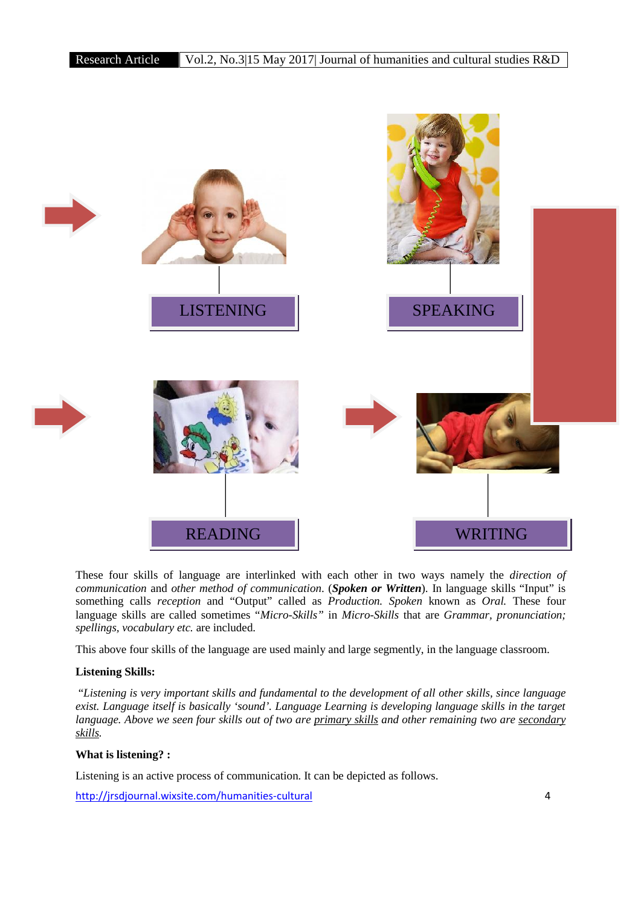LISTENING

SPEAKING

READING

WRITING

These four skills of language are interlinked with each other in two ways namely the *direction of communication* and *other method of communication*. (***Spoken or Written***). In language skills "Input" is something calls *reception* and "Output" called as *Production. Spoken* known as *Oral.* These four language skills are called sometimes "*Micro-Skills*" in *Micro-Skills* that are *Grammar, pronunciation; spellings, vocabulary etc.* are included.

This above four skills of the language are used mainly and large segmently, in the language classroom.

**Listening Skills:**

*"Listening is very important skills and fundamental to the development of all other skills, since language exist. Language itself is basically 'sound'. Language Learning is developing language skills in the target language. Above we seen four skills out of two are* <u>*primary skills*</u> *and other remaining two are* <u>*secondary skills*</u>*.*

**What is listening? :**

Listening is an active process of communication. It can be depicted as follows.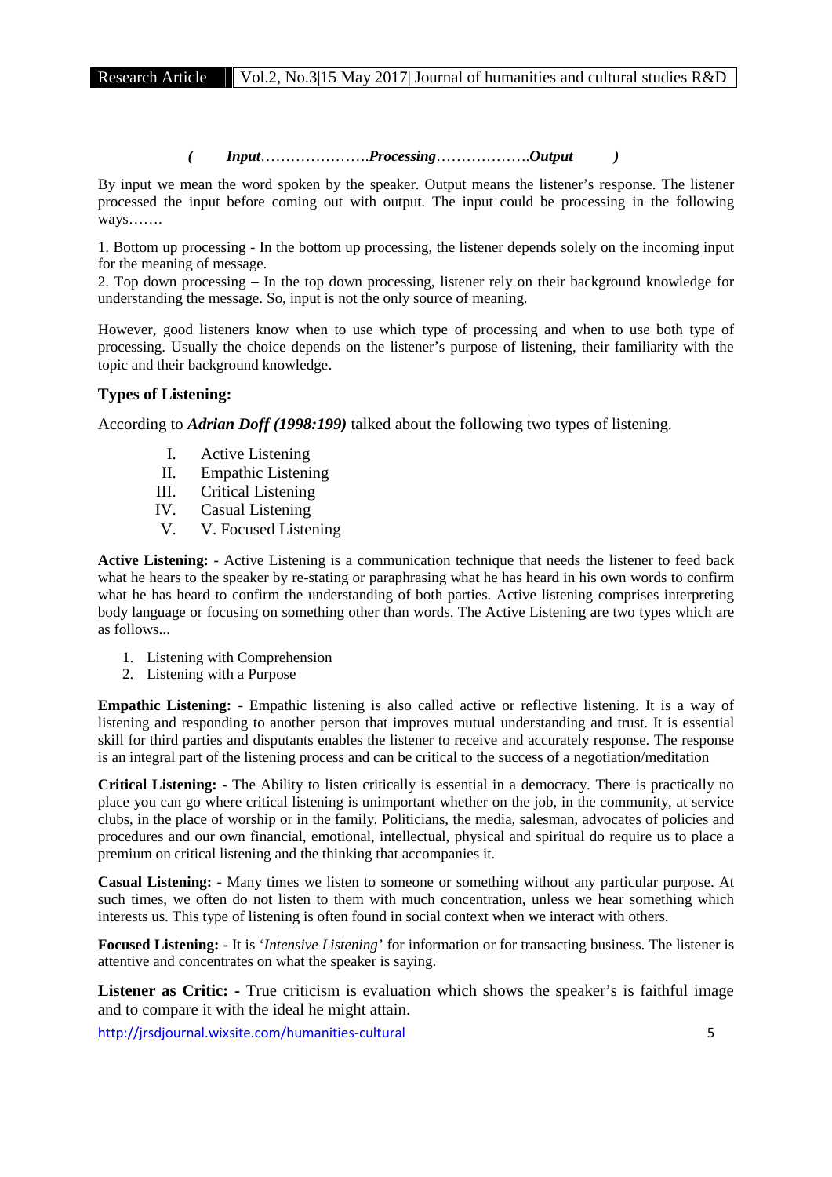***( Input………………….Processing……………….Output )***

By input we mean the word spoken by the speaker. Output means the listener's response. The listener processed the input before coming out with output. The input could be processing in the following ways…….

1. Bottom up processing - In the bottom up processing, the listener depends solely on the incoming input for the meaning of message.
2. Top down processing – In the top down processing, listener rely on their background knowledge for understanding the message. So, input is not the only source of meaning.

However, good listeners know when to use which type of processing and when to use both type of processing. Usually the choice depends on the listener's purpose of listening, their familiarity with the topic and their background knowledge.

### Types of Listening:

According to ***Adrian Doff (1998:199)*** talked about the following two types of listening.

I. Active Listening
II. Empathic Listening
III. Critical Listening
IV. Casual Listening
V. V. Focused Listening

**Active Listening: -** Active Listening is a communication technique that needs the listener to feed back what he hears to the speaker by re-stating or paraphrasing what he has heard in his own words to confirm what he has heard to confirm the understanding of both parties. Active listening comprises interpreting body language or focusing on something other than words. The Active Listening are two types which are as follows...

1. Listening with Comprehension
2. Listening with a Purpose

**Empathic Listening:** - Empathic listening is also called active or reflective listening. It is a way of listening and responding to another person that improves mutual understanding and trust. It is essential skill for third parties and disputants enables the listener to receive and accurately response. The response is an integral part of the listening process and can be critical to the success of a negotiation/meditation

**Critical Listening: -** The Ability to listen critically is essential in a democracy. There is practically no place you can go where critical listening is unimportant whether on the job, in the community, at service clubs, in the place of worship or in the family. Politicians, the media, salesman, advocates of policies and procedures and our own financial, emotional, intellectual, physical and spiritual do require us to place a premium on critical listening and the thinking that accompanies it.

**Casual Listening: -** Many times we listen to someone or something without any particular purpose. At such times, we often do not listen to them with much concentration, unless we hear something which interests us. This type of listening is often found in social context when we interact with others.

**Focused Listening: -** It is '*Intensive Listening*' for information or for transacting business. The listener is attentive and concentrates on what the speaker is saying.

**Listener as Critic: -** True criticism is evaluation which shows the speaker's is faithful image and to compare it with the ideal he might attain.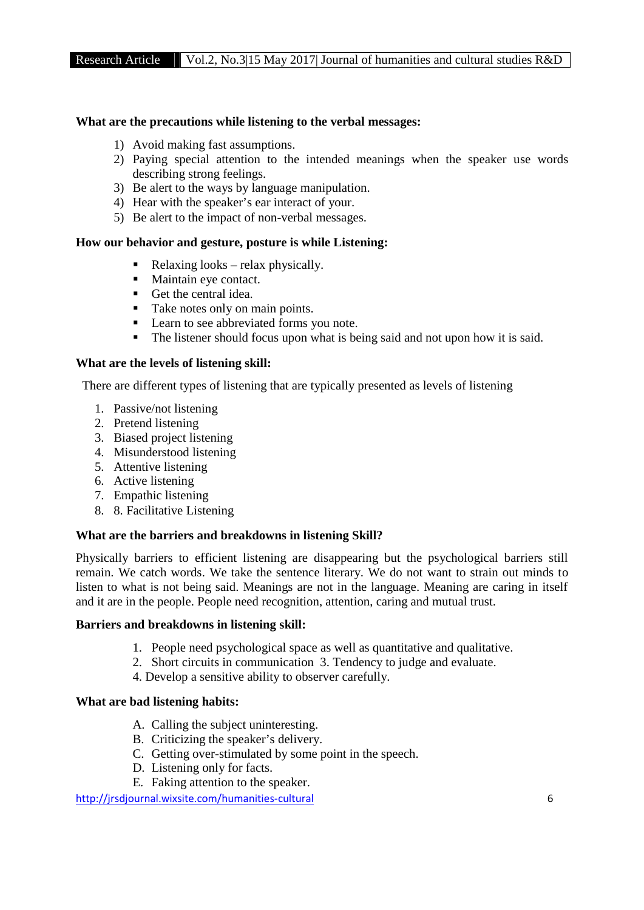**What are the precautions while listening to the verbal messages:**

1) Avoid making fast assumptions.
2) Paying special attention to the intended meanings when the speaker use words describing strong feelings.
3) Be alert to the ways by language manipulation.
4) Hear with the speaker's ear interact of your.
5) Be alert to the impact of non-verbal messages.

**How our behavior and gesture, posture is while Listening:**

- Relaxing looks – relax physically.
- Maintain eye contact.
- Get the central idea.
- Take notes only on main points.
- Learn to see abbreviated forms you note.
- The listener should focus upon what is being said and not upon how it is said.

**What are the levels of listening skill:**

There are different types of listening that are typically presented as levels of listening

1. Passive/not listening
2. Pretend listening
3. Biased project listening
4. Misunderstood listening
5. Attentive listening
6. Active listening
7. Empathic listening
8. 8. Facilitative Listening

**What are the barriers and breakdowns in listening Skill?**

Physically barriers to efficient listening are disappearing but the psychological barriers still remain. We catch words. We take the sentence literary. We do not want to strain out minds to listen to what is not being said. Meanings are not in the language. Meaning are caring in itself and it are in the people. People need recognition, attention, caring and mutual trust.

**Barriers and breakdowns in listening skill:**

1. People need psychological space as well as quantitative and qualitative.
2. Short circuits in communication 3. Tendency to judge and evaluate.

4. Develop a sensitive ability to observer carefully.

**What are bad listening habits:**

A. Calling the subject uninteresting.
B. Criticizing the speaker's delivery.
C. Getting over-stimulated by some point in the speech.
D. Listening only for facts.
E. Faking attention to the speaker.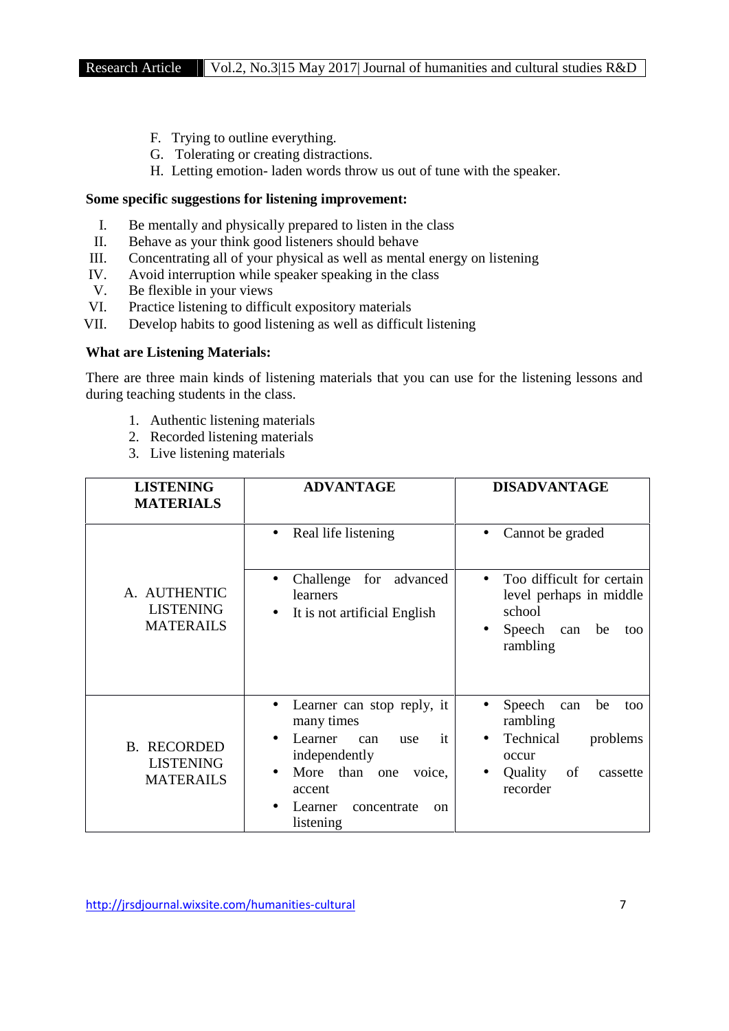F. Trying to outline everything.
G. Tolerating or creating distractions.
H. Letting emotion- laden words throw us out of tune with the speaker.

**Some specific suggestions for listening improvement:**

I. Be mentally and physically prepared to listen in the class
II. Behave as your think good listeners should behave
III. Concentrating all of your physical as well as mental energy on listening
IV. Avoid interruption while speaker speaking in the class
V. Be flexible in your views
VI. Practice listening to difficult expository materials
VII. Develop habits to good listening as well as difficult listening

**What are Listening Materials:**

There are three main kinds of listening materials that you can use for the listening lessons and during teaching students in the class.

1. Authentic listening materials
2. Recorded listening materials
3. Live listening materials

| LISTENING MATERIALS | ADVANTAGE | DISADVANTAGE |
|---|---|---|
| A. AUTHENTIC LISTENING MATERAILS | • Real life listening | • Cannot be graded |
| | • Challenge for advanced learners<br>• It is not artificial English | • Too difficult for certain level perhaps in middle school<br>• Speech can be too rambling |
| B. RECORDED LISTENING MATERAILS | • Learner can stop reply, it many times<br>• Learner can use it independently<br>• More than one voice, accent<br>• Learner concentrate on listening | • Speech can be too rambling<br>• Technical problems occur<br>• Quality of cassette recorder |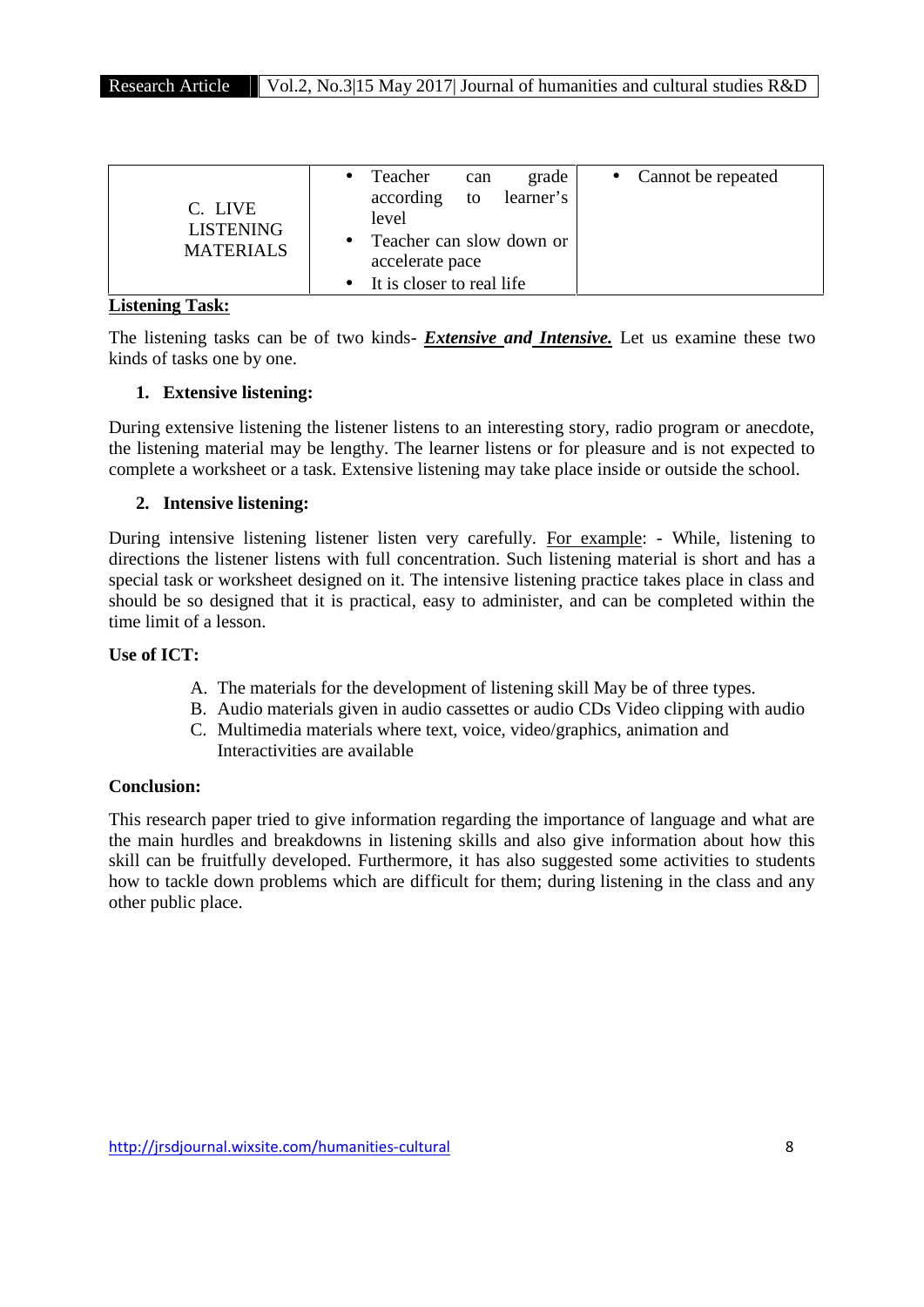| C. LIVE LISTENING MATERIALS | • Teacher can grade according to learner's level<br>• Teacher can slow down or accelerate pace<br>• It is closer to real life | • Cannot be repeated |
|---|---|---|

**Listening Task:**

The listening tasks can be of two kinds- ***Extensive* and *Intensive.*** Let us examine these two kinds of tasks one by one.

1. **Extensive listening:**

During extensive listening the listener listens to an interesting story, radio program or anecdote, the listening material may be lengthy. The learner listens or for pleasure and is not expected to complete a worksheet or a task. Extensive listening may take place inside or outside the school.

2. **Intensive listening:**

During intensive listening listener listen very carefully. For example: - While, listening to directions the listener listens with full concentration. Such listening material is short and has a special task or worksheet designed on it. The intensive listening practice takes place in class and should be so designed that it is practical, easy to administer, and can be completed within the time limit of a lesson.

**Use of ICT:**

A. The materials for the development of listening skill May be of three types.
B. Audio materials given in audio cassettes or audio CDs Video clipping with audio
C. Multimedia materials where text, voice, video/graphics, animation and Interactivities are available

**Conclusion:**

This research paper tried to give information regarding the importance of language and what are the main hurdles and breakdowns in listening skills and also give information about how this skill can be fruitfully developed. Furthermore, it has also suggested some activities to students how to tackle down problems which are difficult for them; during listening in the class and any other public place.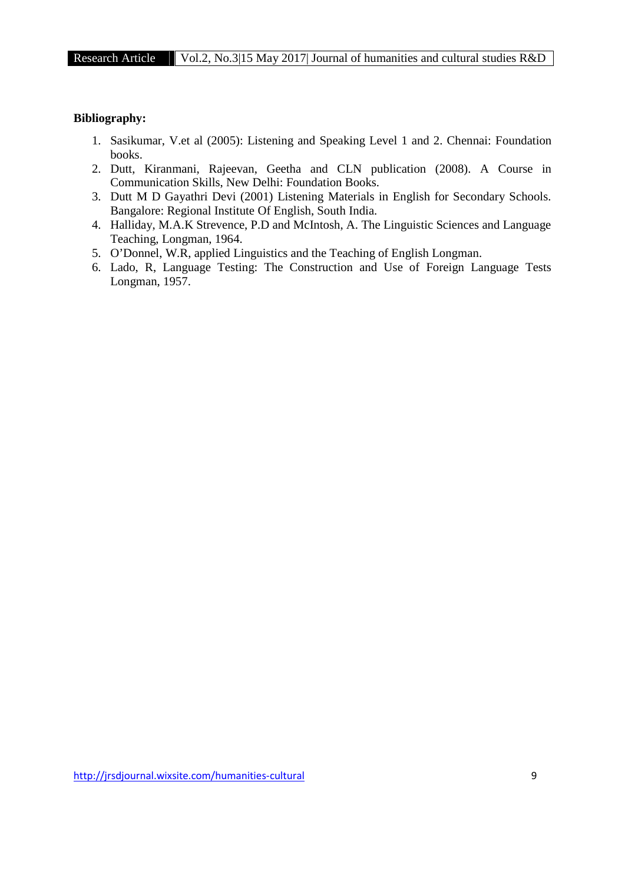**Bibliography:**

1. Sasikumar, V.et al (2005): Listening and Speaking Level 1 and 2. Chennai: Foundation books.
2. Dutt, Kiranmani, Rajeevan, Geetha and CLN publication (2008). A Course in Communication Skills, New Delhi: Foundation Books.
3. Dutt M D Gayathri Devi (2001) Listening Materials in English for Secondary Schools. Bangalore: Regional Institute Of English, South India.
4. Halliday, M.A.K Strevence, P.D and McIntosh, A. The Linguistic Sciences and Language Teaching, Longman, 1964.
5. O'Donnel, W.R, applied Linguistics and the Teaching of English Longman.
6. Lado, R, Language Testing: The Construction and Use of Foreign Language Tests Longman, 1957.